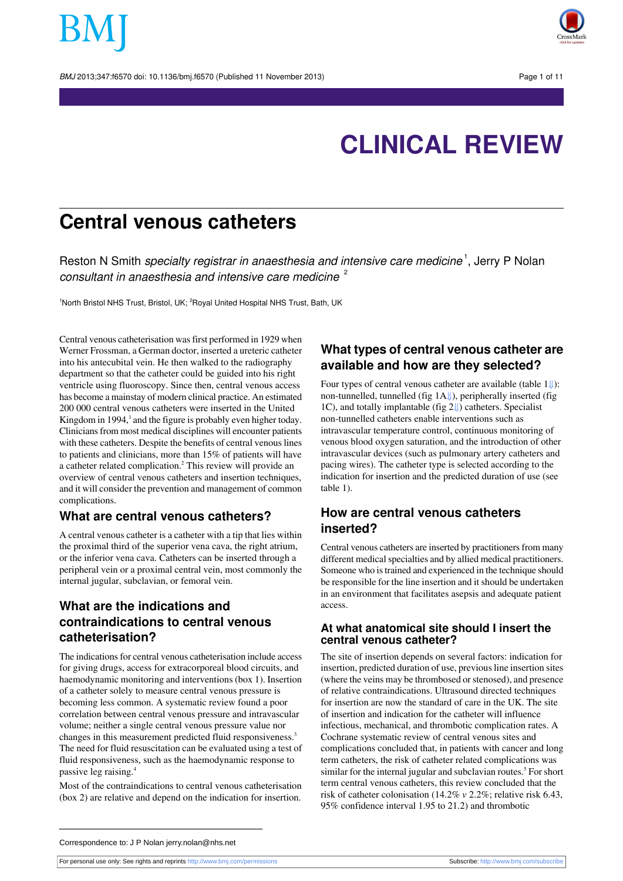# CLINICAL REVIEW

# Central venous catheters

Reston N Smith *specialty registrar in anaesthesia and intensive care medicine*[1], Jerry P Nolan *consultant in anaesthesia and intensive care medicine*[2]

[1]North Bristol NHS Trust, Bristol, UK; [2]Royal United Hospital NHS Trust, Bath, UK

Central venous catheterisation was first performed in 1929 when Werner Frossman, a German doctor, inserted a ureteric catheter into his antecubital vein. He then walked to the radiography department so that the catheter could be guided into his right ventricle using fluoroscopy. Since then, central venous access has become a mainstay of modern clinical practice. An estimated 200 000 central venous catheters were inserted in the United Kingdom in 1994,[1] and the figure is probably even higher today. Clinicians from most medical disciplines will encounter patients with these catheters. Despite the benefits of central venous lines to patients and clinicians, more than 15% of patients will have a catheter related complication.[2] This review will provide an overview of central venous catheters and insertion techniques, and it will consider the prevention and management of common complications.

## What are central venous catheters?

A central venous catheter is a catheter with a tip that lies within the proximal third of the superior vena cava, the right atrium, or the inferior vena cava. Catheters can be inserted through a peripheral vein or a proximal central vein, most commonly the internal jugular, subclavian, or femoral vein.

## What are the indications and contraindications to central venous catheterisation?

The indications for central venous catheterisation include access for giving drugs, access for extracorporeal blood circuits, and haemodynamic monitoring and interventions (box 1). Insertion of a catheter solely to measure central venous pressure is becoming less common. A systematic review found a poor correlation between central venous pressure and intravascular volume; neither a single central venous pressure value nor changes in this measurement predicted fluid responsiveness.[3] The need for fluid resuscitation can be evaluated using a test of fluid responsiveness, such as the haemodynamic response to passive leg raising.[4]

Most of the contraindications to central venous catheterisation (box 2) are relative and depend on the indication for insertion.

## What types of central venous catheter are available and how are they selected?

Four types of central venous catheter are available (table 1): non-tunnelled, tunnelled (fig 1A), peripherally inserted (fig 1C), and totally implantable (fig 2) catheters. Specialist non-tunnelled catheters enable interventions such as intravascular temperature control, continuous monitoring of venous blood oxygen saturation, and the introduction of other intravascular devices (such as pulmonary artery catheters and pacing wires). The catheter type is selected according to the indication for insertion and the predicted duration of use (see table 1).

## How are central venous catheters inserted?

Central venous catheters are inserted by practitioners from many different medical specialties and by allied medical practitioners. Someone who is trained and experienced in the technique should be responsible for the line insertion and it should be undertaken in an environment that facilitates asepsis and adequate patient access.

### At what anatomical site should I insert the central venous catheter?

The site of insertion depends on several factors: indication for insertion, predicted duration of use, previous line insertion sites (where the veins may be thrombosed or stenosed), and presence of relative contraindications. Ultrasound directed techniques for insertion are now the standard of care in the UK. The site of insertion and indication for the catheter will influence infectious, mechanical, and thrombotic complication rates. A Cochrane systematic review of central venous sites and complications concluded that, in patients with cancer and long term catheters, the risk of catheter related complications was similar for the internal jugular and subclavian routes.[5] For short term central venous catheters, this review concluded that the risk of catheter colonisation (14.2% *v* 2.2%; relative risk 6.43, 95% confidence interval 1.95 to 21.2) and thrombotic

Correspondence to: J P Nolan jerry.nolan@nhs.net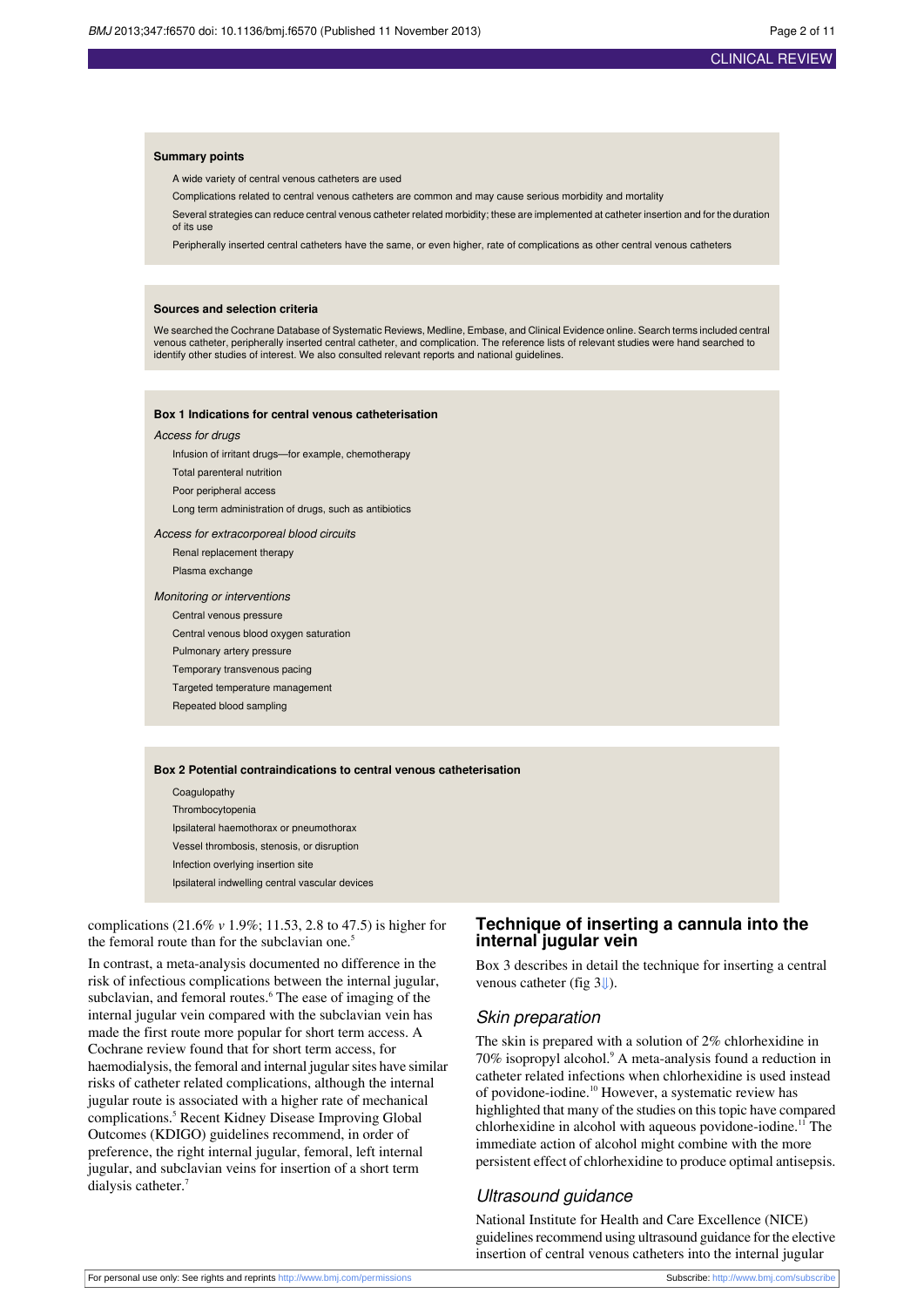**Summary points**

- A wide variety of central venous catheters are used
- Complications related to central venous catheters are common and may cause serious morbidity and mortality
- Several strategies can reduce central venous catheter related morbidity; these are implemented at catheter insertion and for the duration of its use
- Peripherally inserted central catheters have the same, or even higher, rate of complications as other central venous catheters

**Sources and selection criteria**

We searched the Cochrane Database of Systematic Reviews, Medline, Embase, and Clinical Evidence online. Search terms included central venous catheter, peripherally inserted central catheter, and complication. The reference lists of relevant studies were hand searched to identify other studies of interest. We also consulted relevant reports and national guidelines.

**Box 1 Indications for central venous catheterisation**

*Access for drugs*

- Infusion of irritant drugs—for example, chemotherapy
- Total parenteral nutrition
- Poor peripheral access
- Long term administration of drugs, such as antibiotics

*Access for extracorporeal blood circuits*

- Renal replacement therapy
- Plasma exchange

*Monitoring or interventions*

- Central venous pressure
- Central venous blood oxygen saturation
- Pulmonary artery pressure
- Temporary transvenous pacing
- Targeted temperature management
- Repeated blood sampling

**Box 2 Potential contraindications to central venous catheterisation**

- Coagulopathy
- Thrombocytopenia
- Ipsilateral haemothorax or pneumothorax
- Vessel thrombosis, stenosis, or disruption
- Infection overlying insertion site
- Ipsilateral indwelling central vascular devices

complications (21.6% *v* 1.9%; 11.53, 2.8 to 47.5) is higher for the femoral route than for the subclavian one.[5]

In contrast, a meta-analysis documented no difference in the risk of infectious complications between the internal jugular, subclavian, and femoral routes.[6] The ease of imaging of the internal jugular vein compared with the subclavian vein has made the first route more popular for short term access. A Cochrane review found that for short term access, for haemodialysis, the femoral and internal jugular sites have similar risks of catheter related complications, although the internal jugular route is associated with a higher rate of mechanical complications.[5] Recent Kidney Disease Improving Global Outcomes (KDIGO) guidelines recommend, in order of preference, the right internal jugular, femoral, left internal jugular, and subclavian veins for insertion of a short term dialysis catheter.[7]

## Technique of inserting a cannula into the internal jugular vein

Box 3 describes in detail the technique for inserting a central venous catheter (fig 3).

### Skin preparation

The skin is prepared with a solution of 2% chlorhexidine in 70% isopropyl alcohol.[9] A meta-analysis found a reduction in catheter related infections when chlorhexidine is used instead of povidone-iodine.[10] However, a systematic review has highlighted that many of the studies on this topic have compared chlorhexidine in alcohol with aqueous povidone-iodine.[11] The immediate action of alcohol might combine with the more persistent effect of chlorhexidine to produce optimal antisepsis.

### Ultrasound guidance

National Institute for Health and Care Excellence (NICE) guidelines recommend using ultrasound guidance for the elective insertion of central venous catheters into the internal jugular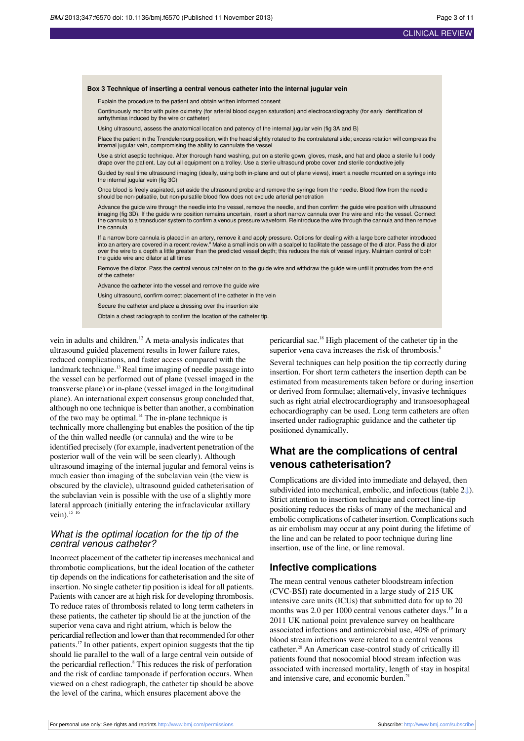**Box 3 Technique of inserting a central venous catheter into the internal jugular vein**

Explain the procedure to the patient and obtain written informed consent

Continuously monitor with pulse oximetry (for arterial blood oxygen saturation) and electrocardiography (for early identification of arrhythmias induced by the wire or catheter)

Using ultrasound, assess the anatomical location and patency of the internal jugular vein (fig 3A and B)

Place the patient in the Trendelenburg position, with the head slightly rotated to the contralateral side; excess rotation will compress the internal jugular vein, compromising the ability to cannulate the vessel

Use a strict aseptic technique. After thorough hand washing, put on a sterile gown, gloves, mask, and hat and place a sterile full body drape over the patient. Lay out all equipment on a trolley. Use a sterile ultrasound probe cover and sterile conductive jelly

Guided by real time ultrasound imaging (ideally, using both in-plane and out of plane views), insert a needle mounted on a syringe into the internal jugular vein (fig 3C)

Once blood is freely aspirated, set aside the ultrasound probe and remove the syringe from the needle. Blood flow from the needle should be non-pulsatile, but non-pulsatile blood flow does not exclude arterial penetration

Advance the guide wire through the needle into the vessel, remove the needle, and then confirm the guide wire position with ultrasound imaging (fig 3D). If the guide wire position remains uncertain, insert a short narrow cannula over the wire and into the vessel. Connect the cannula to a transducer system to confirm a venous pressure waveform. Reintroduce the wire through the cannula and then remove the cannula

If a narrow bore cannula is placed in an artery, remove it and apply pressure. Options for dealing with a large bore catheter introduced into an artery are covered in a recent review.[8] Make a small incision with a scalpel to facilitate the passage of the dilator. Pass the dilator over the wire to a depth a little greater than the predicted vessel depth; this reduces the risk of vessel injury. Maintain control of both the guide wire and dilator at all times

Remove the dilator. Pass the central venous catheter on to the guide wire and withdraw the guide wire until it protrudes from the end of the catheter

Advance the catheter into the vessel and remove the guide wire

Using ultrasound, confirm correct placement of the catheter in the vein

Secure the catheter and place a dressing over the insertion site

Obtain a chest radiograph to confirm the location of the catheter tip.

vein in adults and children.[12] A meta-analysis indicates that ultrasound guided placement results in lower failure rates, reduced complications, and faster access compared with the landmark technique.[13] Real time imaging of needle passage into the vessel can be performed out of plane (vessel imaged in the transverse plane) or in-plane (vessel imaged in the longitudinal plane). An international expert consensus group concluded that, although no one technique is better than another, a combination of the two may be optimal.[14] The in-plane technique is technically more challenging but enables the position of the tip of the thin walled needle (or cannula) and the wire to be identified precisely (for example, inadvertent penetration of the posterior wall of the vein will be seen clearly). Although ultrasound imaging of the internal jugular and femoral veins is much easier than imaging of the subclavian vein (the view is obscured by the clavicle), ultrasound guided catheterisation of the subclavian vein is possible with the use of a slightly more lateral approach (initially entering the infraclavicular axillary vein).[15 16]

### *What is the optimal location for the tip of the central venous catheter?*

Incorrect placement of the catheter tip increases mechanical and thrombotic complications, but the ideal location of the catheter tip depends on the indications for catheterisation and the site of insertion. No single catheter tip position is ideal for all patients. Patients with cancer are at high risk for developing thrombosis. To reduce rates of thrombosis related to long term catheters in these patients, the catheter tip should lie at the junction of the superior vena cava and right atrium, which is below the pericardial reflection and lower than that recommended for other patients.[17] In other patients, expert opinion suggests that the tip should lie parallel to the wall of a large central vein outside of the pericardial reflection.[8] This reduces the risk of perforation and the risk of cardiac tamponade if perforation occurs. When viewed on a chest radiograph, the catheter tip should be above the level of the carina, which ensures placement above the pericardial sac.[18] High placement of the catheter tip in the superior vena cava increases the risk of thrombosis.[8]

Several techniques can help position the tip correctly during insertion. For short term catheters the insertion depth can be estimated from measurements taken before or during insertion or derived from formulae; alternatively, invasive techniques such as right atrial electrocardiography and transoesophageal echocardiography can be used. Long term catheters are often inserted under radiographic guidance and the catheter tip positioned dynamically.

## What are the complications of central venous catheterisation?

Complications are divided into immediate and delayed, then subdivided into mechanical, embolic, and infectious (table 2⇓). Strict attention to insertion technique and correct line-tip positioning reduces the risks of many of the mechanical and embolic complications of catheter insertion. Complications such as air embolism may occur at any point during the lifetime of the line and can be related to poor technique during line insertion, use of the line, or line removal.

### Infective complications

The mean central venous catheter bloodstream infection (CVC-BSI) rate documented in a large study of 215 UK intensive care units (ICUs) that submitted data for up to 20 months was 2.0 per 1000 central venous catheter days.[19] In a 2011 UK national point prevalence survey on healthcare associated infections and antimicrobial use, 40% of primary blood stream infections were related to a central venous catheter.[20] An American case-control study of critically ill patients found that nosocomial blood stream infection was associated with increased mortality, length of stay in hospital and intensive care, and economic burden.[21]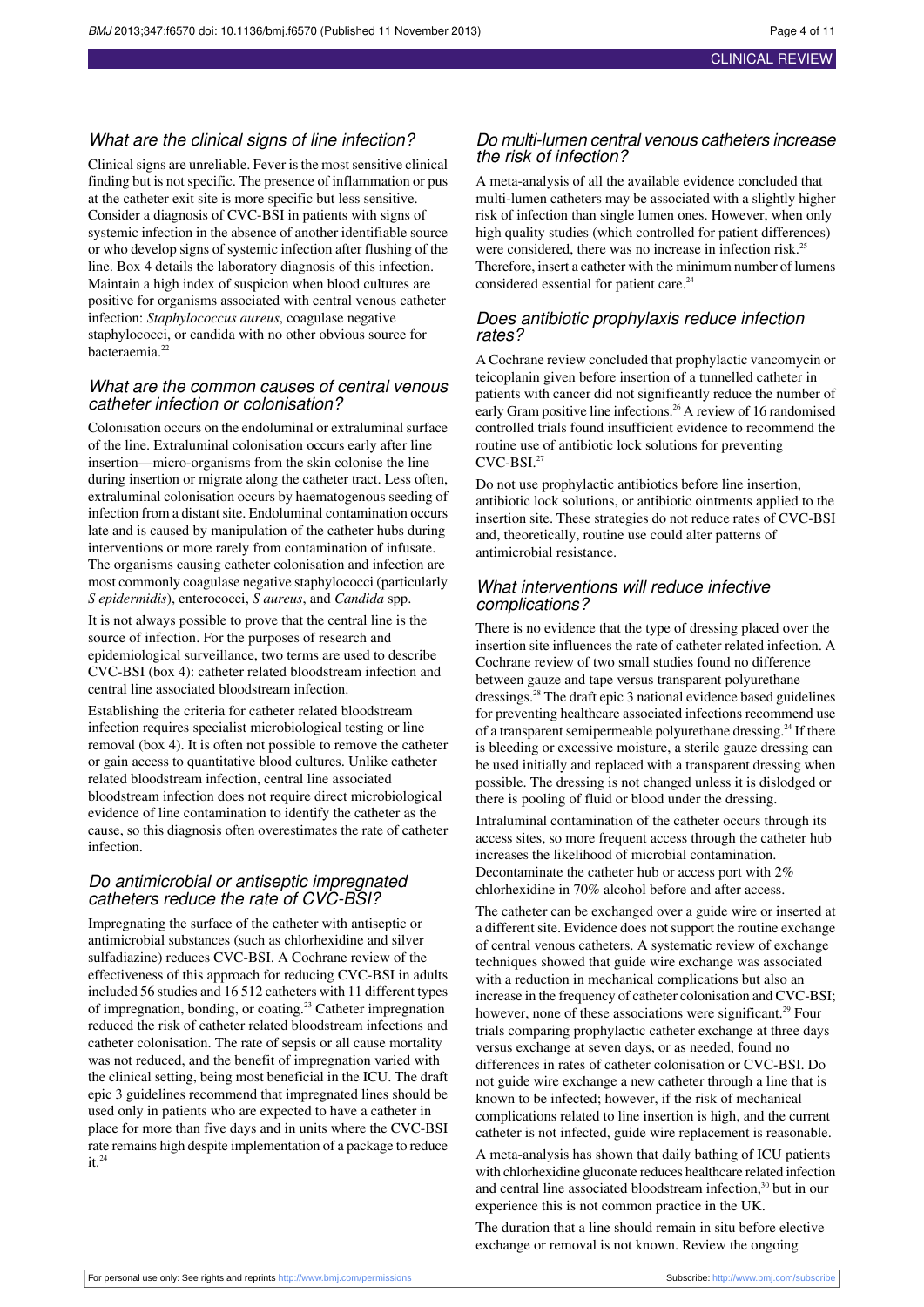### What are the clinical signs of line infection?

Clinical signs are unreliable. Fever is the most sensitive clinical finding but is not specific. The presence of inflammation or pus at the catheter exit site is more specific but less sensitive. Consider a diagnosis of CVC-BSI in patients with signs of systemic infection in the absence of another identifiable source or who develop signs of systemic infection after flushing of the line. Box 4 details the laboratory diagnosis of this infection. Maintain a high index of suspicion when blood cultures are positive for organisms associated with central venous catheter infection: *Staphylococcus aureus*, coagulase negative staphylococci, or candida with no other obvious source for bacteraemia.[22]

### What are the common causes of central venous catheter infection or colonisation?

Colonisation occurs on the endoluminal or extraluminal surface of the line. Extraluminal colonisation occurs early after line insertion—micro-organisms from the skin colonise the line during insertion or migrate along the catheter tract. Less often, extraluminal colonisation occurs by haematogenous seeding of infection from a distant site. Endoluminal contamination occurs late and is caused by manipulation of the catheter hubs during interventions or more rarely from contamination of infusate. The organisms causing catheter colonisation and infection are most commonly coagulase negative staphylococci (particularly *S epidermidis*), enterococci, *S aureus*, and *Candida* spp.

It is not always possible to prove that the central line is the source of infection. For the purposes of research and epidemiological surveillance, two terms are used to describe CVC-BSI (box 4): catheter related bloodstream infection and central line associated bloodstream infection.

Establishing the criteria for catheter related bloodstream infection requires specialist microbiological testing or line removal (box 4). It is often not possible to remove the catheter or gain access to quantitative blood cultures. Unlike catheter related bloodstream infection, central line associated bloodstream infection does not require direct microbiological evidence of line contamination to identify the catheter as the cause, so this diagnosis often overestimates the rate of catheter infection.

### Do antimicrobial or antiseptic impregnated catheters reduce the rate of CVC-BSI?

Impregnating the surface of the catheter with antiseptic or antimicrobial substances (such as chlorhexidine and silver sulfadiazine) reduces CVC-BSI. A Cochrane review of the effectiveness of this approach for reducing CVC-BSI in adults included 56 studies and 16 512 catheters with 11 different types of impregnation, bonding, or coating.[23] Catheter impregnation reduced the risk of catheter related bloodstream infections and catheter colonisation. The rate of sepsis or all cause mortality was not reduced, and the benefit of impregnation varied with the clinical setting, being most beneficial in the ICU. The draft epic 3 guidelines recommend that impregnated lines should be used only in patients who are expected to have a catheter in place for more than five days and in units where the CVC-BSI rate remains high despite implementation of a package to reduce it.[24]

### Do multi-lumen central venous catheters increase the risk of infection?

A meta-analysis of all the available evidence concluded that multi-lumen catheters may be associated with a slightly higher risk of infection than single lumen ones. However, when only high quality studies (which controlled for patient differences) were considered, there was no increase in infection risk.[25] Therefore, insert a catheter with the minimum number of lumens considered essential for patient care.[24]

### Does antibiotic prophylaxis reduce infection rates?

A Cochrane review concluded that prophylactic vancomycin or teicoplanin given before insertion of a tunnelled catheter in patients with cancer did not significantly reduce the number of early Gram positive line infections.[26] A review of 16 randomised controlled trials found insufficient evidence to recommend the routine use of antibiotic lock solutions for preventing CVC-BSI.[27]

Do not use prophylactic antibiotics before line insertion, antibiotic lock solutions, or antibiotic ointments applied to the insertion site. These strategies do not reduce rates of CVC-BSI and, theoretically, routine use could alter patterns of antimicrobial resistance.

### What interventions will reduce infective complications?

There is no evidence that the type of dressing placed over the insertion site influences the rate of catheter related infection. A Cochrane review of two small studies found no difference between gauze and tape versus transparent polyurethane dressings.[28] The draft epic 3 national evidence based guidelines for preventing healthcare associated infections recommend use of a transparent semipermeable polyurethane dressing.[24] If there is bleeding or excessive moisture, a sterile gauze dressing can be used initially and replaced with a transparent dressing when possible. The dressing is not changed unless it is dislodged or there is pooling of fluid or blood under the dressing.

Intraluminal contamination of the catheter occurs through its access sites, so more frequent access through the catheter hub increases the likelihood of microbial contamination. Decontaminate the catheter hub or access port with 2% chlorhexidine in 70% alcohol before and after access.

The catheter can be exchanged over a guide wire or inserted at a different site. Evidence does not support the routine exchange of central venous catheters. A systematic review of exchange techniques showed that guide wire exchange was associated with a reduction in mechanical complications but also an increase in the frequency of catheter colonisation and CVC-BSI; however, none of these associations were significant.[29] Four trials comparing prophylactic catheter exchange at three days versus exchange at seven days, or as needed, found no differences in rates of catheter colonisation or CVC-BSI. Do not guide wire exchange a new catheter through a line that is known to be infected; however, if the risk of mechanical complications related to line insertion is high, and the current catheter is not infected, guide wire replacement is reasonable.

A meta-analysis has shown that daily bathing of ICU patients with chlorhexidine gluconate reduces healthcare related infection and central line associated bloodstream infection,[30] but in our experience this is not common practice in the UK.

The duration that a line should remain in situ before elective exchange or removal is not known. Review the ongoing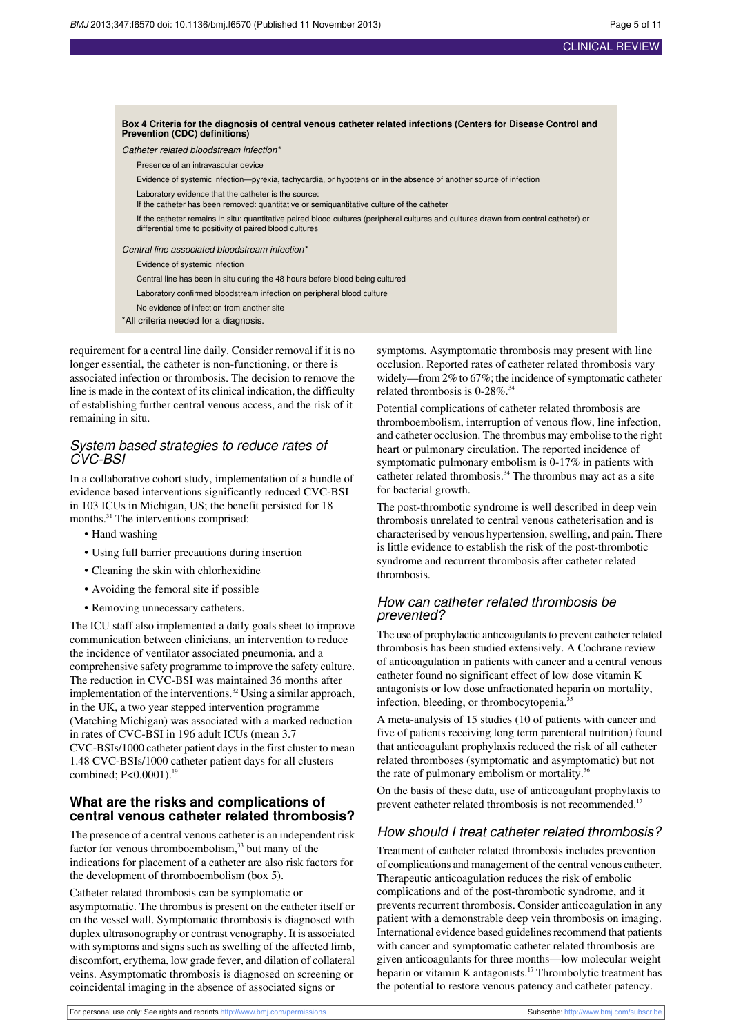**Box 4 Criteria for the diagnosis of central venous catheter related infections (Centers for Disease Control and Prevention (CDC) definitions)**

*Catheter related bloodstream infection**

Presence of an intravascular device

Evidence of systemic infection—pyrexia, tachycardia, or hypotension in the absence of another source of infection

Laboratory evidence that the catheter is the source:
If the catheter has been removed: quantitative or semiquantitative culture of the catheter

If the catheter remains in situ: quantitative paired blood cultures (peripheral cultures and cultures drawn from central catheter) or differential time to positivity of paired blood cultures

*Central line associated bloodstream infection**

Evidence of systemic infection

Central line has been in situ during the 48 hours before blood being cultured

Laboratory confirmed bloodstream infection on peripheral blood culture

No evidence of infection from another site

*All criteria needed for a diagnosis.

requirement for a central line daily. Consider removal if it is no longer essential, the catheter is non-functioning, or there is associated infection or thrombosis. The decision to remove the line is made in the context of its clinical indication, the difficulty of establishing further central venous access, and the risk of it remaining in situ.

### System based strategies to reduce rates of CVC-BSI

In a collaborative cohort study, implementation of a bundle of evidence based interventions significantly reduced CVC-BSI in 103 ICUs in Michigan, US; the benefit persisted for 18 months.[31] The interventions comprised:

- Hand washing
- Using full barrier precautions during insertion
- Cleaning the skin with chlorhexidine
- Avoiding the femoral site if possible
- Removing unnecessary catheters.

The ICU staff also implemented a daily goals sheet to improve communication between clinicians, an intervention to reduce the incidence of ventilator associated pneumonia, and a comprehensive safety programme to improve the safety culture. The reduction in CVC-BSI was maintained 36 months after implementation of the interventions.[32] Using a similar approach, in the UK, a two year stepped intervention programme (Matching Michigan) was associated with a marked reduction in rates of CVC-BSI in 196 adult ICUs (mean 3.7 CVC-BSIs/1000 catheter patient days in the first cluster to mean 1.48 CVC-BSIs/1000 catheter patient days for all clusters combined; P<0.0001).[19]

## What are the risks and complications of central venous catheter related thrombosis?

The presence of a central venous catheter is an independent risk factor for venous thromboembolism,[33] but many of the indications for placement of a catheter are also risk factors for the development of thromboembolism (box 5).

Catheter related thrombosis can be symptomatic or asymptomatic. The thrombus is present on the catheter itself or on the vessel wall. Symptomatic thrombosis is diagnosed with duplex ultrasonography or contrast venography. It is associated with symptoms and signs such as swelling of the affected limb, discomfort, erythema, low grade fever, and dilation of collateral veins. Asymptomatic thrombosis is diagnosed on screening or coincidental imaging in the absence of associated signs or symptoms. Asymptomatic thrombosis may present with line occlusion. Reported rates of catheter related thrombosis vary widely—from 2% to 67%; the incidence of symptomatic catheter related thrombosis is 0-28%.[34]

Potential complications of catheter related thrombosis are thromboembolism, interruption of venous flow, line infection, and catheter occlusion. The thrombus may embolise to the right heart or pulmonary circulation. The reported incidence of symptomatic pulmonary embolism is 0-17% in patients with catheter related thrombosis.[34] The thrombus may act as a site for bacterial growth.

The post-thrombotic syndrome is well described in deep vein thrombosis unrelated to central venous catheterisation and is characterised by venous hypertension, swelling, and pain. There is little evidence to establish the risk of the post-thrombotic syndrome and recurrent thrombosis after catheter related thrombosis.

### How can catheter related thrombosis be prevented?

The use of prophylactic anticoagulants to prevent catheter related thrombosis has been studied extensively. A Cochrane review of anticoagulation in patients with cancer and a central venous catheter found no significant effect of low dose vitamin K antagonists or low dose unfractionated heparin on mortality, infection, bleeding, or thrombocytopenia.[35]

A meta-analysis of 15 studies (10 of patients with cancer and five of patients receiving long term parenteral nutrition) found that anticoagulant prophylaxis reduced the risk of all catheter related thromboses (symptomatic and asymptomatic) but not the rate of pulmonary embolism or mortality.[36]

On the basis of these data, use of anticoagulant prophylaxis to prevent catheter related thrombosis is not recommended.[17]

### How should I treat catheter related thrombosis?

Treatment of catheter related thrombosis includes prevention of complications and management of the central venous catheter. Therapeutic anticoagulation reduces the risk of embolic complications and of the post-thrombotic syndrome, and it prevents recurrent thrombosis. Consider anticoagulation in any patient with a demonstrable deep vein thrombosis on imaging. International evidence based guidelines recommend that patients with cancer and symptomatic catheter related thrombosis are given anticoagulants for three months—low molecular weight heparin or vitamin K antagonists.[17] Thrombolytic treatment has the potential to restore venous patency and catheter patency.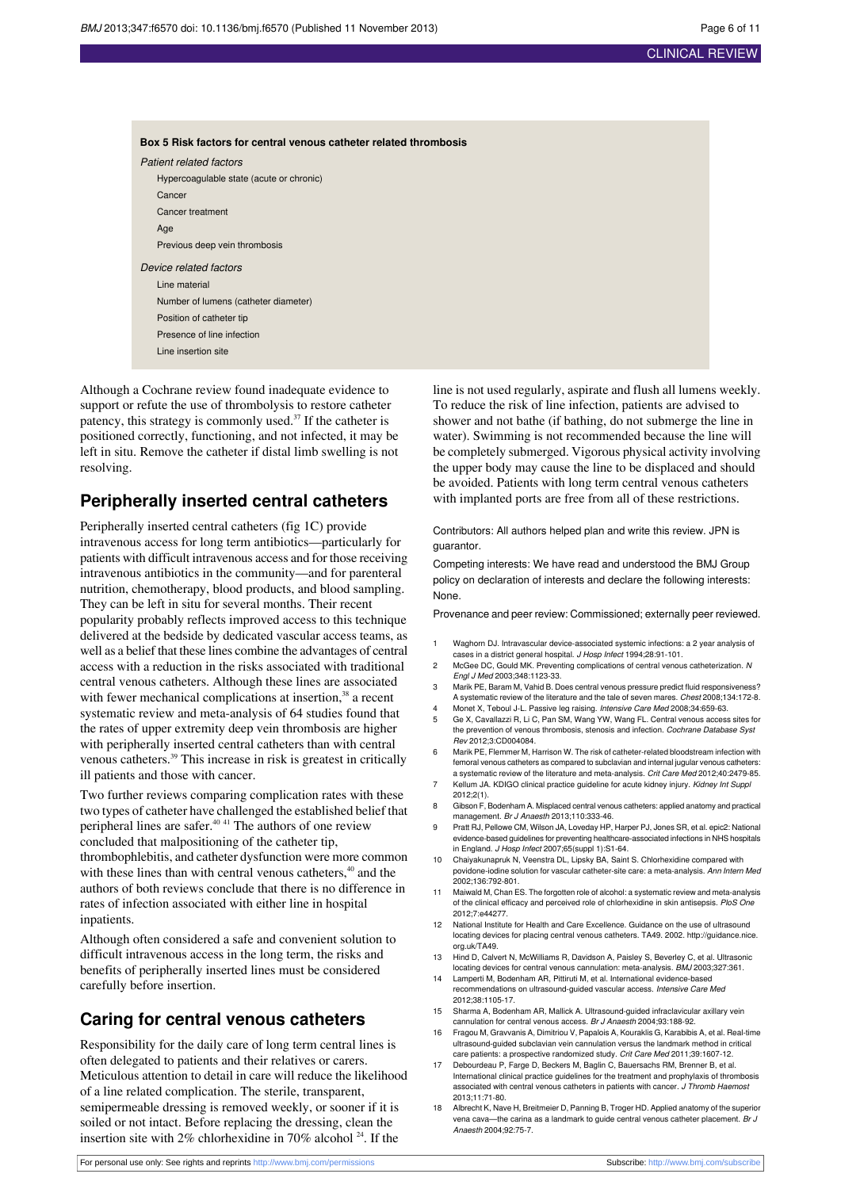**Box 5 Risk factors for central venous catheter related thrombosis**

*Patient related factors*

- Hypercoagulable state (acute or chronic)
- Cancer
- Cancer treatment
- Age
- Previous deep vein thrombosis

*Device related factors*

- Line material
- Number of lumens (catheter diameter)
- Position of catheter tip
- Presence of line infection
- Line insertion site

Although a Cochrane review found inadequate evidence to support or refute the use of thrombolysis to restore catheter patency, this strategy is commonly used.[37] If the catheter is positioned correctly, functioning, and not infected, it may be left in situ. Remove the catheter if distal limb swelling is not resolving.

## Peripherally inserted central catheters

Peripherally inserted central catheters (fig 1C) provide intravenous access for long term antibiotics—particularly for patients with difficult intravenous access and for those receiving intravenous antibiotics in the community—and for parenteral nutrition, chemotherapy, blood products, and blood sampling. They can be left in situ for several months. Their recent popularity probably reflects improved access to this technique delivered at the bedside by dedicated vascular access teams, as well as a belief that these lines combine the advantages of central access with a reduction in the risks associated with traditional central venous catheters. Although these lines are associated with fewer mechanical complications at insertion,[38] a recent systematic review and meta-analysis of 64 studies found that the rates of upper extremity deep vein thrombosis are higher with peripherally inserted central catheters than with central venous catheters.[39] This increase in risk is greatest in critically ill patients and those with cancer.

Two further reviews comparing complication rates with these two types of catheter have challenged the established belief that peripheral lines are safer.[40 41] The authors of one review concluded that malpositioning of the catheter tip, thrombophlebitis, and catheter dysfunction were more common with these lines than with central venous catheters,[40] and the authors of both reviews conclude that there is no difference in rates of infection associated with either line in hospital inpatients.

Although often considered a safe and convenient solution to difficult intravenous access in the long term, the risks and benefits of peripherally inserted lines must be considered carefully before insertion.

## Caring for central venous catheters

Responsibility for the daily care of long term central lines is often delegated to patients and their relatives or carers. Meticulous attention to detail in care will reduce the likelihood of a line related complication. The sterile, transparent, semipermeable dressing is removed weekly, or sooner if it is soiled or not intact. Before replacing the dressing, clean the insertion site with 2% chlorhexidine in 70% alcohol [24]. If the line is not used regularly, aspirate and flush all lumens weekly. To reduce the risk of line infection, patients are advised to shower and not bathe (if bathing, do not submerge the line in water). Swimming is not recommended because the line will be completely submerged. Vigorous physical activity involving the upper body may cause the line to be displaced and should be avoided. Patients with long term central venous catheters with implanted ports are free from all of these restrictions.

Contributors: All authors helped plan and write this review. JPN is guarantor.

Competing interests: We have read and understood the BMJ Group policy on declaration of interests and declare the following interests: None.

Provenance and peer review: Commissioned; externally peer reviewed.

1. Waghorn DJ. Intravascular device-associated systemic infections: a 2 year analysis of cases in a district general hospital. *J Hosp Infect* 1994;28:91-101.
2. McGee DC, Gould MK. Preventing complications of central venous catheterization. *N Engl J Med* 2003;348:1123-33.
3. Marik PE, Baram M, Vahid B. Does central venous pressure predict fluid responsiveness? A systematic review of the literature and the tale of seven mares. *Chest* 2008;134:172-8.
4. Monet X, Teboul J-L. Passive leg raising. *Intensive Care Med* 2008;34:659-63.
5. Ge X, Cavallazzi R, Li C, Pan SM, Wang YW, Wang FL. Central venous access sites for the prevention of venous thrombosis, stenosis and infection. *Cochrane Database Syst Rev* 2012;3:CD004084.
6. Marik PE, Flemmer M, Harrison W. The risk of catheter-related bloodstream infection with femoral venous catheters as compared to subclavian and internal jugular venous catheters: a systematic review of the literature and meta-analysis. *Crit Care Med* 2012;40:2479-85.
7. Kellum JA. KDIGO clinical practice guideline for acute kidney injury. *Kidney Int Suppl* 2012;2(1).
8. Gibson F, Bodenham A. Misplaced central venous catheters: applied anatomy and practical management. *Br J Anaesth* 2013;110:333-46.
9. Pratt RJ, Pellowe CM, Wilson JA, Loveday HP, Harper PJ, Jones SR, et al. epic2: National evidence-based guidelines for preventing healthcare-associated infections in NHS hospitals in England. *J Hosp Infect* 2007;65(suppl 1):S1-64.
10. Chaiyakunapruk N, Veenstra DL, Lipsky BA, Saint S. Chlorhexidine compared with povidone-iodine solution for vascular catheter-site care: a meta-analysis. *Ann Intern Med* 2002;136:792-801.
11. Maiwald M, Chan ES. The forgotten role of alcohol: a systematic review and meta-analysis of the clinical efficacy and perceived role of chlorhexidine in skin antisepsis. *PloS One* 2012;7:e44277.
12. National Institute for Health and Care Excellence. Guidance on the use of ultrasound locating devices for placing central venous catheters. TA49. 2002. http://guidance.nice.org.uk/TA49.
13. Hind D, Calvert N, McWilliams R, Davidson A, Paisley S, Beverley C, et al. Ultrasonic locating devices for central venous cannulation: meta-analysis. *BMJ* 2003;327:361.
14. Lamperti M, Bodenham AR, Pittiruti M, et al. International evidence-based recommendations on ultrasound-guided vascular access. *Intensive Care Med* 2012;38:1105-17.
15. Sharma A, Bodenham AR, Mallick A. Ultrasound-guided infraclavicular axillary vein cannulation for central venous access. *Br J Anaesth* 2004;93:188-92.
16. Fragou M, Gravvanis A, Dimitriou V, Papalois A, Kouraklis G, Karabibis A, et al. Real-time ultrasound-guided subclavian vein cannulation versus the landmark method in critical care patients: a prospective randomized study. *Crit Care Med* 2011;39:1607-12.
17. Debourdeau P, Farge D, Beckers M, Baglin C, Bauersachs RM, Brenner B, et al. International clinical practice guidelines for the treatment and prophylaxis of thrombosis associated with central venous catheters in patients with cancer. *J Thromb Haemost* 2013;11:71-80.
18. Albrecht K, Nave H, Breitmeier D, Panning B, Troger HD. Applied anatomy of the superior vena cava—the carina as a landmark to guide central venous catheter placement. *Br J Anaesth* 2004;92:75-7.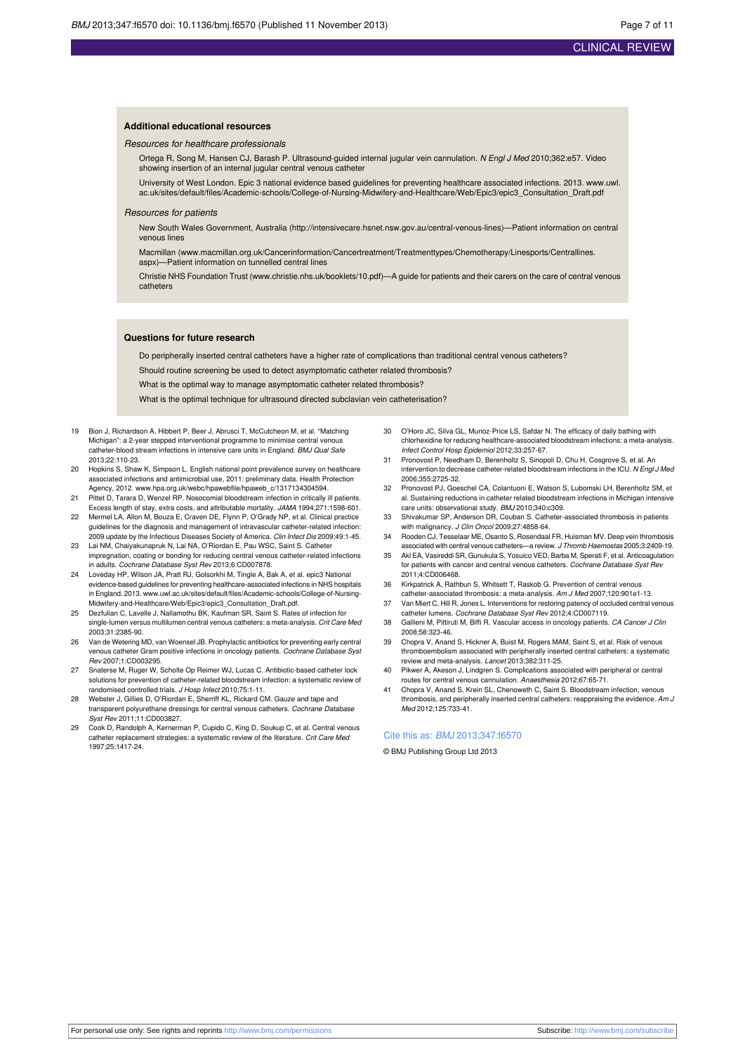### Additional educational resources

*Resources for healthcare professionals*

Ortega R, Song M, Hansen CJ, Barash P. Ultrasound-guided internal jugular vein cannulation. *N Engl J Med* 2010;362:e57. Video showing insertion of an internal jugular central venous catheter

University of West London. Epic 3 national evidence based guidelines for preventing healthcare associated infections. 2013. www.uwl.ac.uk/sites/default/files/Academic-schools/College-of-Nursing-Midwifery-and-Healthcare/Web/Epic3/epic3_Consultation_Draft.pdf

*Resources for patients*

New South Wales Government, Australia (http://intensivecare.hsnet.nsw.gov.au/central-venous-lines)—Patient information on central venous lines

Macmillan (www.macmillan.org.uk/Cancerinformation/Cancertreatment/Treatmenttypes/Chemotherapy/Linesports/Centrallines.aspx)—Patient information on tunnelled central lines

Christie NHS Foundation Trust (www.christie.nhs.uk/booklets/10.pdf)—A guide for patients and their carers on the care of central venous catheters

### Questions for future research

Do peripherally inserted central catheters have a higher rate of complications than traditional central venous catheters?

Should routine screening be used to detect asymptomatic catheter related thrombosis?

What is the optimal way to manage asymptomatic catheter related thrombosis?

What is the optimal technique for ultrasound directed subclavian vein catheterisation?

19. Bion J, Richardson A, Hibbert P, Beer J, Abrusci T, McCutcheon M, et al. "Matching Michigan": a 2-year stepped interventional programme to minimise central venous catheter-blood stream infections in intensive care units in England. *BMJ Qual Safe* 2013;22:110-23.
20. Hopkins S, Shaw K, Simpson L. English national point prevalence survey on healthcare associated infections and antimicrobial use, 2011: preliminary data. Health Protection Agency, 2012. www.hpa.org.uk/webc/hpawebfile/hpaweb_c/1317134304594.
21. Pittet D, Tarara D, Wenzel RP. Nosocomial bloodstream infection in critically ill patients. Excess length of stay, extra costs, and attributable mortality. *JAMA* 1994;271:1598-601.
22. Mermel LA, Allon M, Bouza E, Craven DE, Flynn P, O'Grady NP, et al. Clinical practice guidelines for the diagnosis and management of intravascular catheter-related infection: 2009 update by the Infectious Diseases Society of America. *Clin Infect Dis* 2009;49:1-45.
23. Lai NM, Chaiyakunapruk N, Lai NA, O'Riordan E, Pau WSC, Saint S. Catheter impregnation, coating or bonding for reducing central venous catheter-related infections in adults. *Cochrane Database Syst Rev* 2013;6:CD007878.
24. Loveday HP, Wilson JA, Pratt RJ, Golsorkhi M, Tingle A, Bak A, et al. epic3 National evidence-based guidelines for preventing healthcare-associated infections in NHS hospitals in England. 2013. www.uwl.ac.uk/sites/default/files/Academic-schools/College-of-Nursing-Midwifery-and-Healthcare/Web/Epic3/epic3_Consultation_Draft.pdf.
25. Dezfulian C, Lavelle J, Nallamothu BK, Kaufman SR, Saint S. Rates of infection for single-lumen versus multilumen central venous catheters: a meta-analysis. *Crit Care Med* 2003;31:2385-90.
26. Van de Wetering MD, van Woensel JB. Prophylactic antibiotics for preventing early central venous catheter Gram positive infections in oncology patients. *Cochrane Database Syst Rev* 2007;1:CD003295.
27. Snaterse M, Ruger W, Scholte Op Reimer WJ, Lucas C. Antibiotic-based catheter lock solutions for prevention of catheter-related bloodstream infection: a systematic review of randomised controlled trials. *J Hosp Infect* 2010;75:1-11.
28. Webster J, Gillies D, O'Riordan E, Sherriff KL, Rickard CM. Gauze and tape and transparent polyurethane dressings for central venous catheters. *Cochrane Database Syst Rev* 2011;11:CD003827.
29. Cook D, Randolph A, Kernerman P, Cupido C, King D, Soukup C, et al. Central venous catheter replacement strategies: a systematic review of the literature. *Crit Care Med* 1997;25:1417-24.
30. O'Horo JC, Silva GL, Munoz-Price LS, Safdar N. The efficacy of daily bathing with chlorhexidine for reducing healthcare-associated bloodstream infections: a meta-analysis. *Infect Control Hosp Epidemiol* 2012;33:257-67.
31. Pronovost P, Needham D, Berenholtz S, Sinopoli D, Chu H, Cosgrove S, et al. An intervention to decrease catheter-related bloodstream infections in the ICU. *N Engl J Med* 2006;355:2725-32.
32. Pronovost PJ, Goeschel CA, Colantuoni E, Watson S, Lubomski LH, Berenholtz SM, et al. Sustaining reductions in catheter related bloodstream infections in Michigan intensive care units: observational study. *BMJ* 2010;340:c309.
33. Shivakumar SP, Anderson DR, Couban S. Catheter-associated thrombosis in patients with malignancy. *J Clin Oncol* 2009;27:4858-64.
34. Rooden CJ, Tesselaar ME, Osanto S, Rosendaal FR, Huisman MV. Deep vein thrombosis associated with central venous catheters—a review. *J Thromb Haemostas* 2005;3:2409-19.
35. Akl EA, Vasireddi SR, Gunukula S, Yosuico VED, Barba M, Sperati F, et al. Anticoagulation for patients with cancer and central venous catheters. *Cochrane Database Syst Rev* 2011;4:CD006468.
36. Kirkpatrick A, Rathbun S, Whitsett T, Raskob G. Prevention of central venous catheter-associated thrombosis: a meta-analysis. *Am J Med* 2007;120:901e1-13.
37. Van Miert C, Hill R, Jones L. Interventions for restoring patency of occluded central venous catheter lumens. *Cochrane Database Syst Rev* 2012;4:CD007119.
38. Gallieni M, Pittiruti M, Biffi R. Vascular access in oncology patients. *CA Cancer J Clin* 2008;58:323-46.
39. Chopra V, Anand S, Hickner A, Buist M, Rogers MAM, Saint S, et al. Risk of venous thromboembolism associated with peripherally inserted central catheters: a systematic review and meta-analysis. *Lancet* 2013;382:311-25.
40. Pikwer A, Akeson J, Lindgren S. Complications associated with peripheral or central routes for central venous cannulation. *Anaesthesia* 2012;67:65-71.
41. Chopra V, Anand S, Krein SL, Chenoweth C, Saint S. Bloodstream infection, venous thrombosis, and peripherally inserted central catheters: reappraising the evidence. *Am J Med* 2012;125:733-41.

Cite this as: *BMJ* 2013;347:f6570

© BMJ Publishing Group Ltd 2013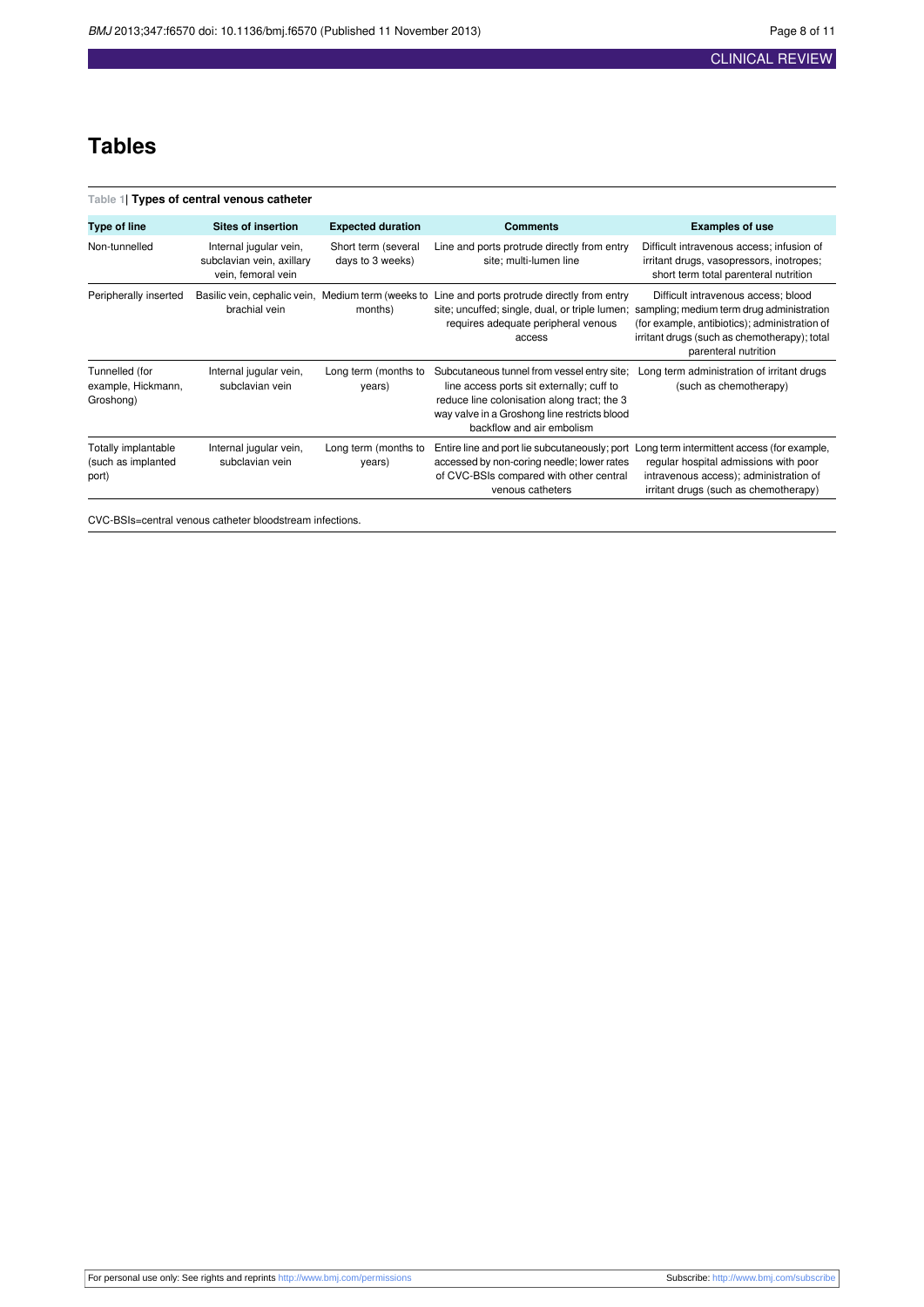# Tables

**Table 1| Types of central venous catheter**

| Type of line | Sites of insertion | Expected duration | Comments | Examples of use |
|---|---|---|---|---|
| Non-tunnelled | Internal jugular vein, subclavian vein, axillary vein, femoral vein | Short term (several days to 3 weeks) | Line and ports protrude directly from entry site; multi-lumen line | Difficult intravenous access; infusion of irritant drugs, vasopressors, inotropes; short term total parenteral nutrition |
| Peripherally inserted | Basilic vein, cephalic vein, brachial vein | Medium term (weeks to months) | Line and ports protrude directly from entry site; uncuffed; single, dual, or triple lumen; requires adequate peripheral venous access | Difficult intravenous access; blood sampling; medium term drug administration (for example, antibiotics); administration of irritant drugs (such as chemotherapy); total parenteral nutrition |
| Tunnelled (for example, Hickmann, Groshong) | Internal jugular vein, subclavian vein | Long term (months to years) | Subcutaneous tunnel from vessel entry site; line access ports sit externally; cuff to reduce line colonisation along tract; the 3 way valve in a Groshong line restricts blood backflow and air embolism | Long term administration of irritant drugs (such as chemotherapy) |
| Totally implantable (such as implanted port) | Internal jugular vein, subclavian vein | Long term (months to years) | Entire line and port lie subcutaneously; port accessed by non-coring needle; lower rates of CVC-BSIs compared with other central venous catheters | Long term intermittent access (for example, regular hospital admissions with poor intravenous access); administration of irritant drugs (such as chemotherapy) |

CVC-BSIs=central venous catheter bloodstream infections.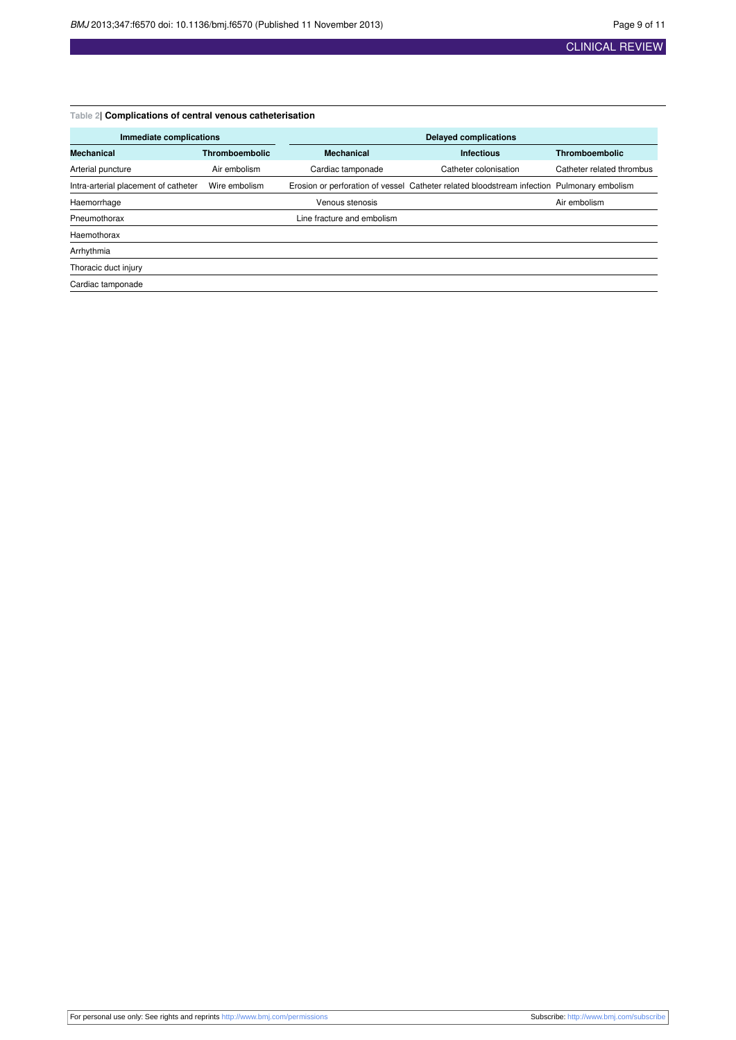**Table 2| Complications of central venous catheterisation**

| Immediate complications | | Delayed complications | | |
|---|---|---|---|---|
| **Mechanical** | **Thromboembolic** | **Mechanical** | **Infectious** | **Thromboembolic** |
| Arterial puncture | Air embolism | Cardiac tamponade | Catheter colonisation | Catheter related thrombus |
| Intra-arterial placement of catheter | Wire embolism | Erosion or perforation of vessel | Catheter related bloodstream infection | Pulmonary embolism |
| Haemorrhage | | Venous stenosis | | Air embolism |
| Pneumothorax | | Line fracture and embolism | | |
| Haemothorax | | | | |
| Arrhythmia | | | | |
| Thoracic duct injury | | | | |
| Cardiac tamponade | | | | |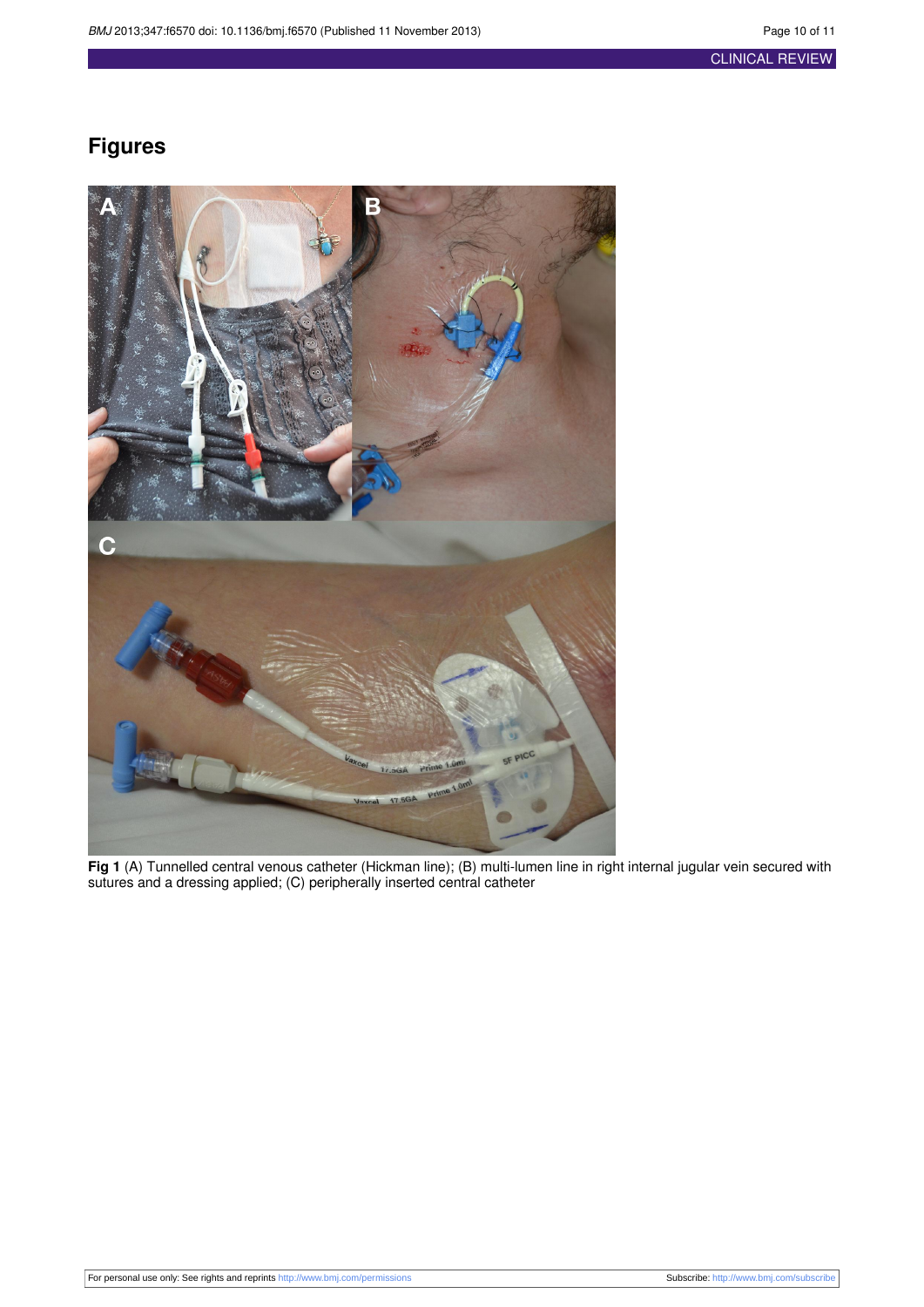## Figures

**Fig 1** (A) Tunnelled central venous catheter (Hickman line); (B) multi-lumen line in right internal jugular vein secured with sutures and a dressing applied; (C) peripherally inserted central catheter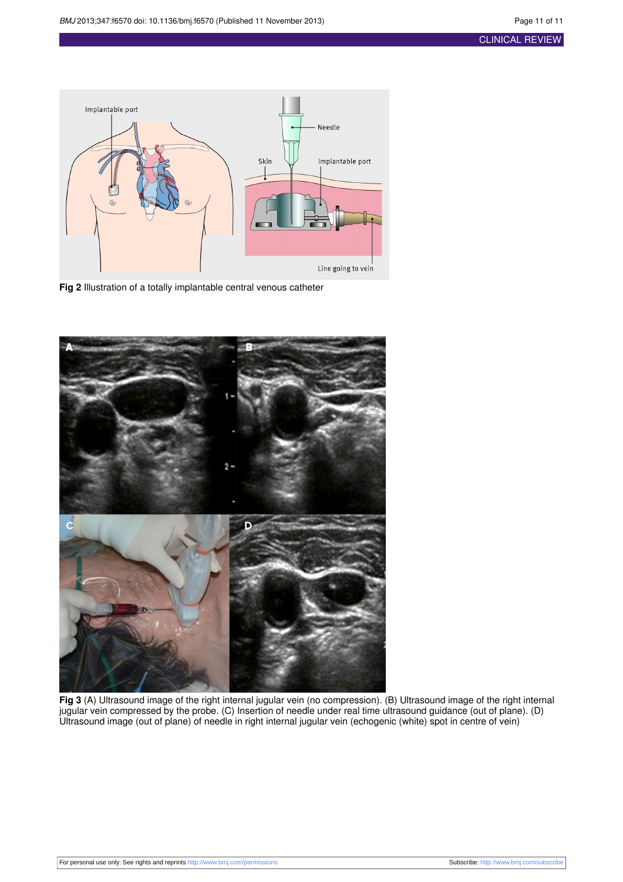**Fig 2** Illustration of a totally implantable central venous catheter

**Fig 3** (A) Ultrasound image of the right internal jugular vein (no compression). (B) Ultrasound image of the right internal jugular vein compressed by the probe. (C) Insertion of needle under real time ultrasound guidance (out of plane). (D) Ultrasound image (out of plane) of needle in right internal jugular vein (echogenic (white) spot in centre of vein)